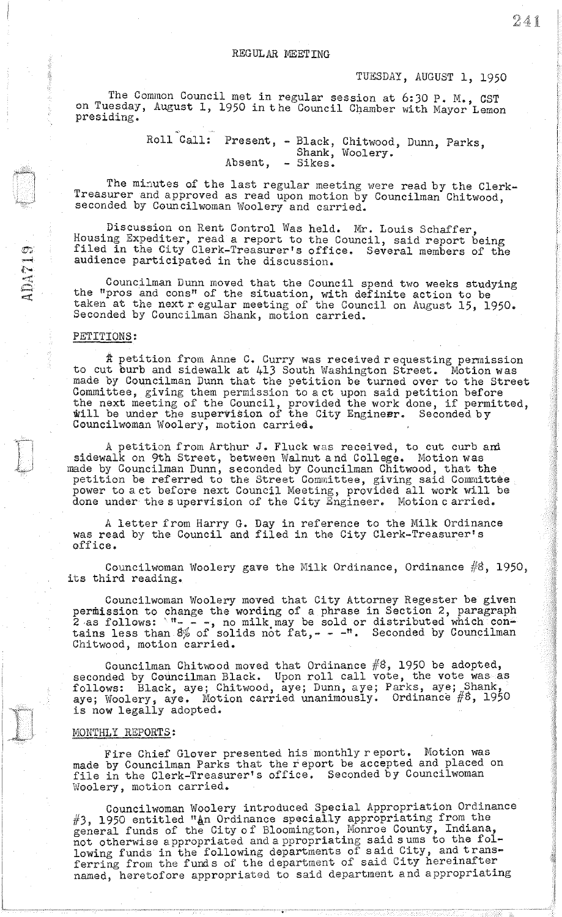## REGULAR MEETING

TUESDAY, AUGUST 1, 1950

The Common Council met in regular session at 6:30 P. M., CST on Tuesday, August 1, 1950 in the Council Chamber with Mayor Lemon presiding.

Roll Call: Present, - Black, Chitwood, Dunn, Parks, Shank, Woolery.
Absent, - Sikes.

The minutes of the last regular meeting were read by the Clerk-Treasurer and approved as read upon motion by Councilman Chitwood, seconded by Councilwoman Woolery and carried.

Discussion on Rent Control was held. Mr. Louis Schaffer, Housing Expediter, read a report to the Council, said report being filed in the City Clerk-Treasurer's office. Several members of the audience participated in the discussion.

Councilman Dunn moved that the Council spend two weeks studying the "pros and cons" of the situation, with definite action to be taken at the next regular meeting of the Council on August 15, 1950. Seconded by Councilman Shank, motion carried.

### PETITIONS:

A petition from Anne C. Curry was received requesting permission to cut curb and sidewalk at 413 South Washington Street. Motion was made by Councilman Dunn that the petition be turned over to the Street Committee, giving them permission to act upon said petition before the next meeting of the Council, provided the work done, if permitted, will be under the supervision of the City Engineer. Seconded by Councilwoman Woolery, motion carried.

A petition from Arthur J. Fluck was received, to cut curb and sidewalk on 9th Street, between Walnut and College. Motion was made by Councilman Dunn, seconded by Councilman Chitwood, that the petition be referred to the Street Committee, giving said Committee power to act before next Council Meeting, provided all work will be done under the supervision of the City Engineer. Motion carried.

A letter from Harry G. Day in reference to the Milk Ordinance was read by the Council and filed in the City Clerk-Treasurer's office.

Councilwoman Woolery gave the Milk Ordinance, Ordinance #8, 1950, its third reading.

Councilwoman Woolery moved that City Attorney Regester be given permission to change the wording of a phrase in Section 2, paragraph 2 as follows: "- - -, no milk may be sold or distributed which contains less than 8% of solids not fat,- - -". Seconded by Councilman Chitwood, motion carried.

Councilman Chitwood moved that Ordinance #8, 1950 be adopted, seconded by Councilman Black. Upon roll call vote, the vote was as follows: Black, aye; Chitwood, aye; Dunn, aye; Parks, aye; Shank, aye; Woolery, aye. Motion carried unanimously. Ordinance #8, 1950 is now legally adopted.

### MONTHLY REPORTS:

Fire Chief Glover presented his monthly report. Motion was made by Councilman Parks that the report be accepted and placed on file in the Clerk-Treasurer's office. Seconded by Councilwoman Woolery, motion carried.

Councilwoman Woolery introduced Special Appropriation Ordinance #3, 1950 entitled "An Ordinance specially appropriating from the general funds of the City of Bloomington, Monroe County, Indiana, not otherwise appropriated and appropriating said sums to the following funds in the following departments of said City, and transferring from the funds of the department of said City hereinafter named, heretofore appropriated to said department and appropriating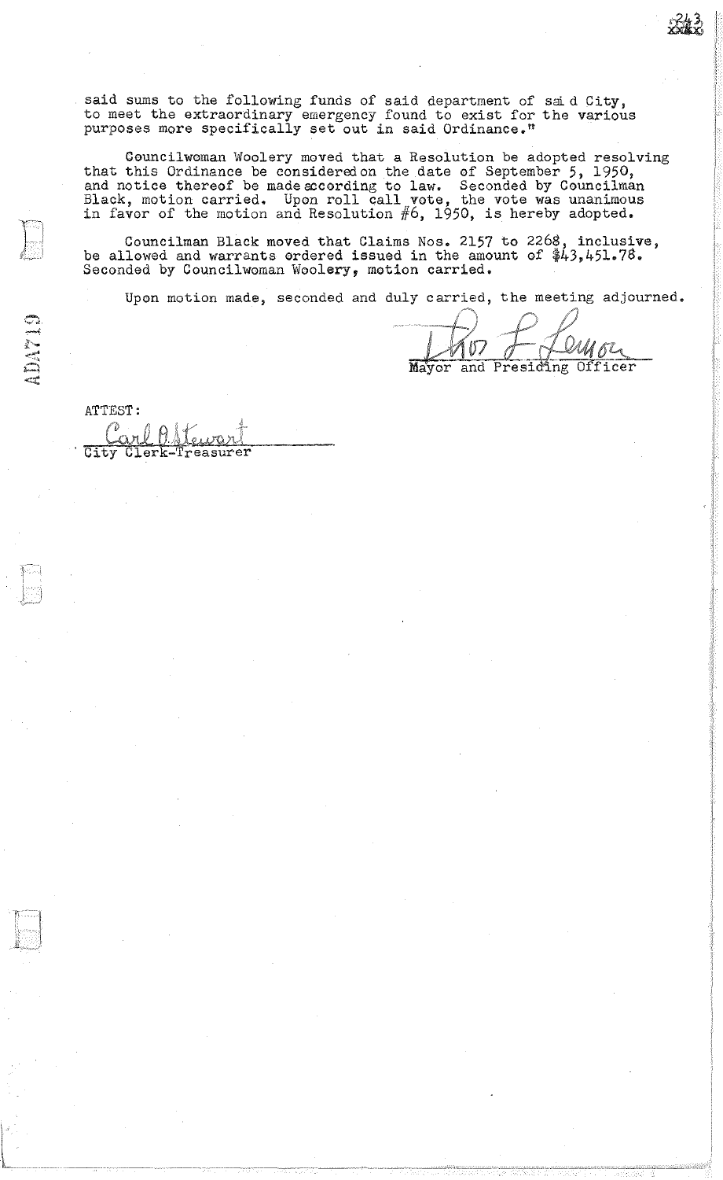said sums to the following funds of said department of sai d City, to meet the extraordinary emergency found to exist for the various purposes more specifically set out in said Ordinance."

Councilwoman Woolery moved that a Resolution be adopted resolving that this Ordinance be considered on the date of September 5, 1950, and notice thereof be made according to law. Seconded by Councilman Black, motion carried. Upon roll call vote, the vote was unanimous in favor of the motion and Resolution #6, 1950, is hereby adopted.

Councilman Black moved that Claims Nos. 2157 to 2268, inclusive, be allowed and warrants ordered issued in the amount of $43,451.78. Seconded by Councilwoman Woolery, motion carried.

Upon motion made, seconded and duly carried, the meeting adjourned.

Thos L. Lemon
Mayor and Presiding Officer

ATTEST:
Carl A. Stewart
City Clerk-Treasurer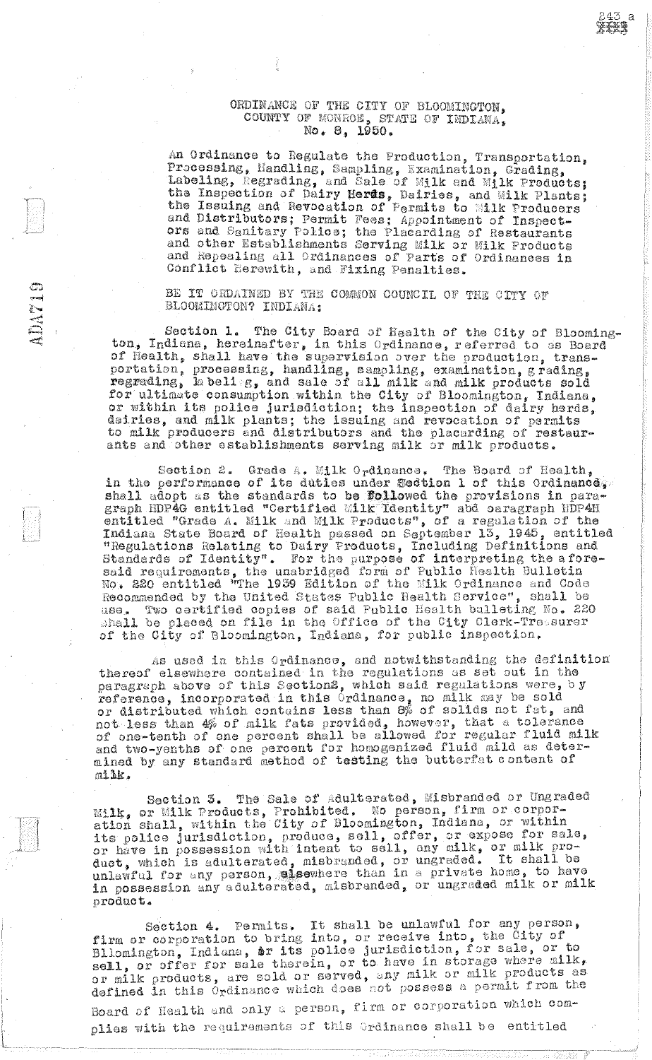ORDINANCE OF THE CITY OF BLOOMINGTON,
COUNTY OF MONROE, STATE OF INDIANA,
No. 8, 1950.

An Ordinance to Regulate the Production, Transportation, Processing, Handling, Sampling, Examination, Grading, Labeling, Regrading, and Sale of Milk and Milk Products; the Inspection of Dairy Herds, Dairies, and Milk Plants; the Issuing and Revocation of Permits to Milk Producers and Distributors; Permit Fees; Appointment of Inspectors and Sanitary Police; the Placarding of Restaurants and other Establishments Serving Milk or Milk Products and Repealing all Ordinances of Parts of Ordinances in Conflict Herewith, and Fixing Penalties.

BE IT ORDAINED BY THE COMMON COUNCIL OF THE CITY OF BLOOMINGTON? INDIANA:

Section 1. The City Board of Health of the City of Bloomington, Indiana, hereinafter, in this Ordinance, referred to as Board of Health, shall have the supervision over the production, transportation, processing, handling, sampling, examination, grading, regrading, labeling, and sale of all milk and milk products sold for ultimate consumption within the City of Bloomington, Indiana, or within its police jurisdiction; the inspection of dairy herds, dairies, and milk plants; the issuing and revocation of permits to milk producers and distributors and the placarding of restaurants and other establishments serving milk or milk products.

Section 2. Grade A. Milk Ordinance. The Board of Health, in the performance of its duties under Section 1 of this Ordinance, shall adopt as the standards to be followed the provisions in paragraph HDP4G entitled "Certified Milk Identity" abd paragraph HDP4H entitled "Grade A. Milk and Milk Products", of a regulation of the Indiana State Board of Health passed on September 13, 1945, entitled "Regulations Relating to Dairy Products, Including Definitions and Standards of Identity". For the purpose of interpreting the aforesaid requirements, the unabridged form of Public Health Bulletin No. 220 entitled "The 1939 Edition of the Milk Ordinance and Code Recommended by the United States Public Health Service", shall be use. Two certified copies of said Public Health bulletin No. 220 shall be placed on file in the Office of the City Clerk-Treasurer of the City of Bloomington, Indiana, for public inspection.

As used in this Ordinance, and notwithstanding the definition thereof elsewhere contained in the regulations as set out in the paragraph above of this Section2, which said regulations were, by reference, incorporated in this Ordinance, no milk may be sold or distributed which contains less than 8% of solids not fat, and not less than 4% of milk fats provided, however, that a tolerance of one-tenth of one percent shall be allowed for regular fluid milk and two-yenths of one percent for homogenized fluid mild as determined by any standard method of testing the butterfat content of milk.

Section 3. The Sale of Adulterated, Misbranded or Ungraded Milk, or Milk Products, Prohibited. No person, firm or corporation shall, within the City of Bloomington, Indiana, or within its police jurisdiction, produce, sell, offer, or expose for sale, or have in possession with intent to sell, any milk, or milk product, which is adulterated, misbranded, or ungraded. It shall be unlawful for any person, elsewhere than in a private home, to have in possession any adulterated, misbranded, or ungraded milk or milk product.

Section 4. Permits. It shall be unlawful for any person, firm or corporation to bring into, or receive into, the City of Bloomington, Indiana, or its police jurisdiction, for sale, or to sell, or offer for sale therein, or to have in storage where milk, or milk products, are sold or served, any milk or milk products as defined in this Ordinance which does not possess a permit from the Board of Health and only a person, firm or corporation which complies with the requirements of this Ordinance shall be entitled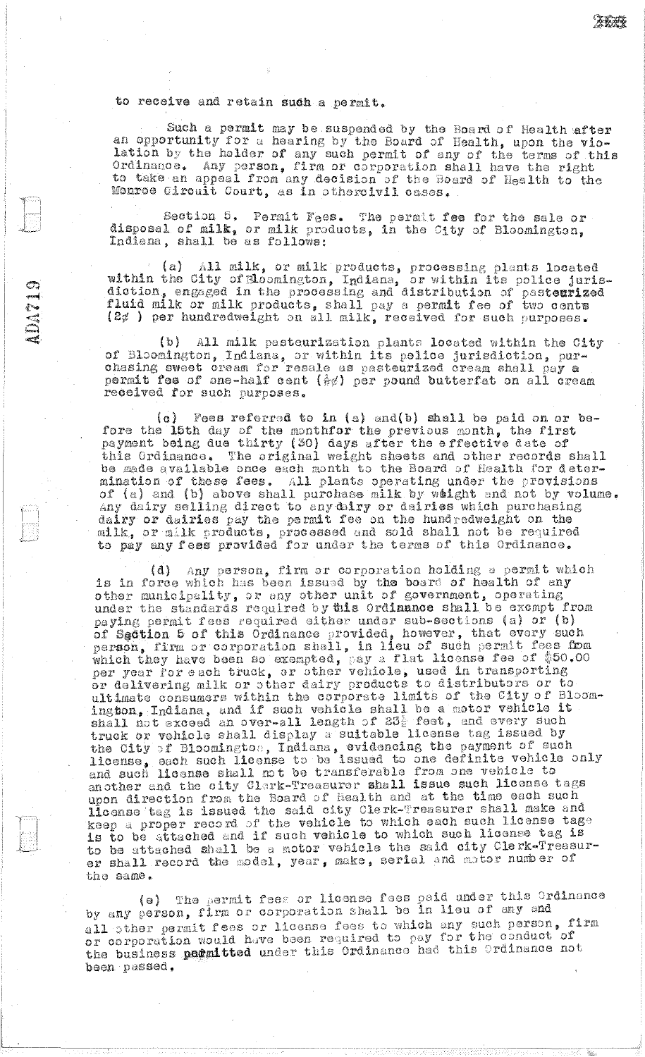to receive and retain such a permit.

Such a permit may be suspended by the Board of Health after an opportunity for a hearing by the Board of Health, upon the violation by the holder of any such permit of any of the terms of this Ordinance. Any person, firm or corporation shall have the right to take an appeal from any decision of the Board of Health to the Monroe Circuit Court, as in other civil cases.

Section 5. Permit Fees. The permit fee for the sale or disposal of milk, or milk products, in the City of Bloomington, Indiana, shall be as follows:

(a) All milk, or milk products, processing plants located within the City of Bloomington, Indiana, or within its police jurisdiction, engaged in the processing and distribution of pasteurized fluid milk or milk products, shall pay a permit fee of two cents (2¢) per hundredweight on all milk, received for such purposes.

(b) All milk pasteurization plants located within the City of Bloomington, Indiana, or within its police jurisdiction, purchasing sweet cream for resale as pasteurized cream shall pay a permit fee of one-half cent (½¢) per pound butterfat on all cream received for such purposes.

(c) Fees referred to in (a) and (b) shall be paid on or before the 15th day of the monthfor the previous month, the first payment being due thirty (30) days after the effective date of this Ordinance. The original weight sheets and other records shall be made available once each month to the Board of Health for determination of these fees. All plants operating under the provisions of (a) and (b) above shall purchase milk by weight and not by volume. Any dairy selling direct to any dairy or dairies which purchasing dairy or dairies pay the permit fee on the hundredweight on the milk, or milk products, processed and sold shall not be required to pay any fees provided for under the terms of this Ordinance.

(d) Any person, firm or corporation holding a permit which is in force which has been issued by the board of health of any other municipality, or any other unit of government, operating under the standards required by this Ordinance shall be exempt from paying permit fees required either under sub-sections (a) or (b) of Section 5 of this Ordinance provided, however, that every such person, firm or corporation shall, in lieu of such permit fees from which they have been so exempted, pay a flat license fee of $50.00 per year for each truck, or other vehicle, used in transporting or delivering milk or other dairy products to distributors or to ultimate consumers within the corporate limits of the City of Bloomington, Indiana, and if such vehicle shall be a motor vehicle it shall not exceed an over-all length of 23½ feet, and every such truck or vehicle shall display a suitable license tag issued by the City of Bloomington, Indiana, evidencing the payment of such license, each such license to be issued to one definite vehicle only and such license shall not be transferable from one vehicle to another and the city Clerk-Treasurer shall issue such license tags upon direction from the Board of Health and at the time each such license tag is issued the said city Clerk-Treasurer shall make and keep a proper record of the vehicle to which each such license tage is to be attached and if such vehicle to which such license tag is to be attached shall be a motor vehicle the said city Clerk-Treasurer shall record the model, year, make, serial and motor number of the same.

(e) The permit fees or license fees paid under this Ordinance by any person, firm or corporation shall be in lieu of any and all other permit fees or license fees to which any such person, firm or corporation would have been required to pay for the conduct of the business permitted under this Ordinance had this Ordinance not been passed.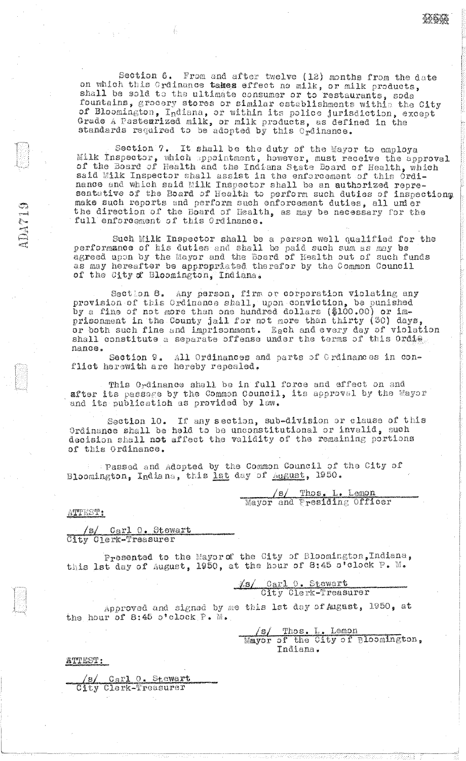Section 6. From and after twelve (12) months from the date on which this Ordinance takes effect no milk, or milk products, shall be sold to the ultimate consumer or to restaurants, soda fountains, grocery stores or similar establishments within the City of Bloomington, Indiana, or within its police jurisdiction, except Grade A Pasteurized milk, or milk products, as defined in the standards required to be adopted by this Ordinance.

Section 7. It shall be the duty of the Mayor to employ a Milk Inspector, which appointment, however, must receive the approval of the Board of Health and the Indiana State Board of Health, which said Milk Inspector shall assist in the enforcement of this Ordinance and which said Milk Inspector shall be an authorized representative of the Board of Health to perform such duties of inspections make such reports and perform such enforcement duties, all under the direction of the Board of Health, as may be necessary for the full enforcement of this Ordinance.

Such Milk Inspector shall be a person well qualified for the performance of his duties and shall be paid such sum as may be agreed upon by the Mayor and the Board of Health out of such funds as may hereafter be appropriated therefor by the Common Council of the City of Bloomington, Indiana.

Section 8. Any person, firm or corporation violating any provision of this Ordinance shall, upon conviction, be punished by a fine of not more than one hundred dollars ($100.00) or imprisonment in the County jail for not more than thirty (30) days, or both such fine and imprisonment. Each and every day of violation shall constitute a separate offense under the terms of this Ordinance.

Section 9. All Ordinances and parts of Ordinances in conflict herewith are hereby repealed.

This Ordinance shall be in full force and effect on and after its passage by the Common Council, its approval by the Mayor and its publication as provided by law.

Section 10. If any section, sub-division or clause of this Ordinance shall be held to be unconstitutional or invalid, such decision shall not affect the validity of the remaining portions of this Ordinance.

Passed and Adopted by the Common Council of the City of Bloomington, Indiana, this 1st day of August, 1950.

/s/ Thos. L. Lemon
Mayor and Presiding Officer

ATTEST:

/s/ Carl O. Stewart
City Clerk-Treasurer

Presented to the Mayor of the City of Bloomington, Indiana, this 1st day of August, 1950, at the hour of 8:45 o'clock P. M.

/s/ Carl O. Stewart
City Clerk-Treasurer

Approved and signed by me this 1st day of August, 1950, at the hour of 8:45 o'clock P. M.

/s/ Thos. L. Lemon
Mayor of the City of Bloomington, Indiana.

ATTEST:

/s/ Carl O. Stewart
City Clerk-Treasurer